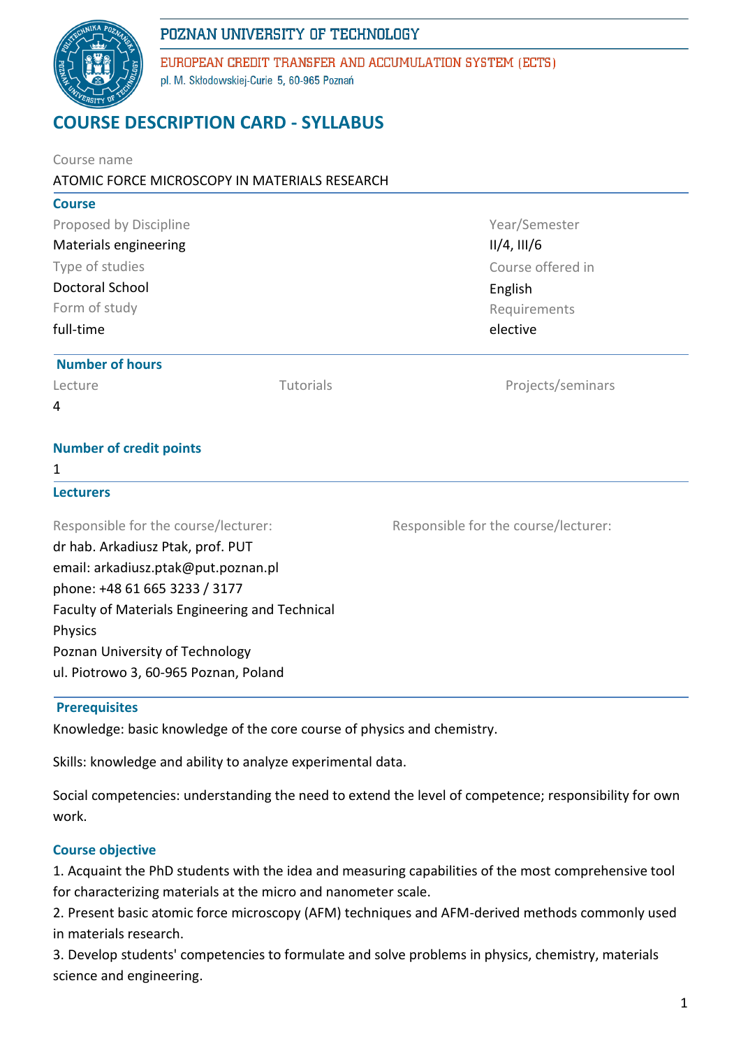POZNAN UNIVERSITY OF TECHNOLOGY

EUROPEAN CREDIT TRANSFER AND ACCUMULATION SYSTEM (ECTS)

pl. M. Skłodowskiej-Curie 5, 60-965 Poznań

# COURSE DESCRIPTION CARD - SYLLABUS

Course name

ATOMIC FORCE MICROSCOPY IN MATERIALS RESEARCH

## Course

Proposed by Discipline
Materials engineering

Type of studies
Doctoral School

Form of study
full-time

Year/Semester
II/4, III/6

Course offered in
English

Requirements
elective

## Number of hours

| Lecture | Tutorials | Projects/seminars |
|---|---|---|
| 4 | | |

## Number of credit points

1

## Lecturers

Responsible for the course/lecturer:
dr hab. Arkadiusz Ptak, prof. PUT
email: arkadiusz.ptak@put.poznan.pl
phone: +48 61 665 3233 / 3177
Faculty of Materials Engineering and Technical Physics
Poznan University of Technology
ul. Piotrowo 3, 60-965 Poznan, Poland

Responsible for the course/lecturer:

## Prerequisites

Knowledge: basic knowledge of the core course of physics and chemistry.

Skills: knowledge and ability to analyze experimental data.

Social competencies: understanding the need to extend the level of competence; responsibility for own work.

## Course objective

1. Acquaint the PhD students with the idea and measuring capabilities of the most comprehensive tool for characterizing materials at the micro and nanometer scale.
2. Present basic atomic force microscopy (AFM) techniques and AFM-derived methods commonly used in materials research.
3. Develop students' competencies to formulate and solve problems in physics, chemistry, materials science and engineering.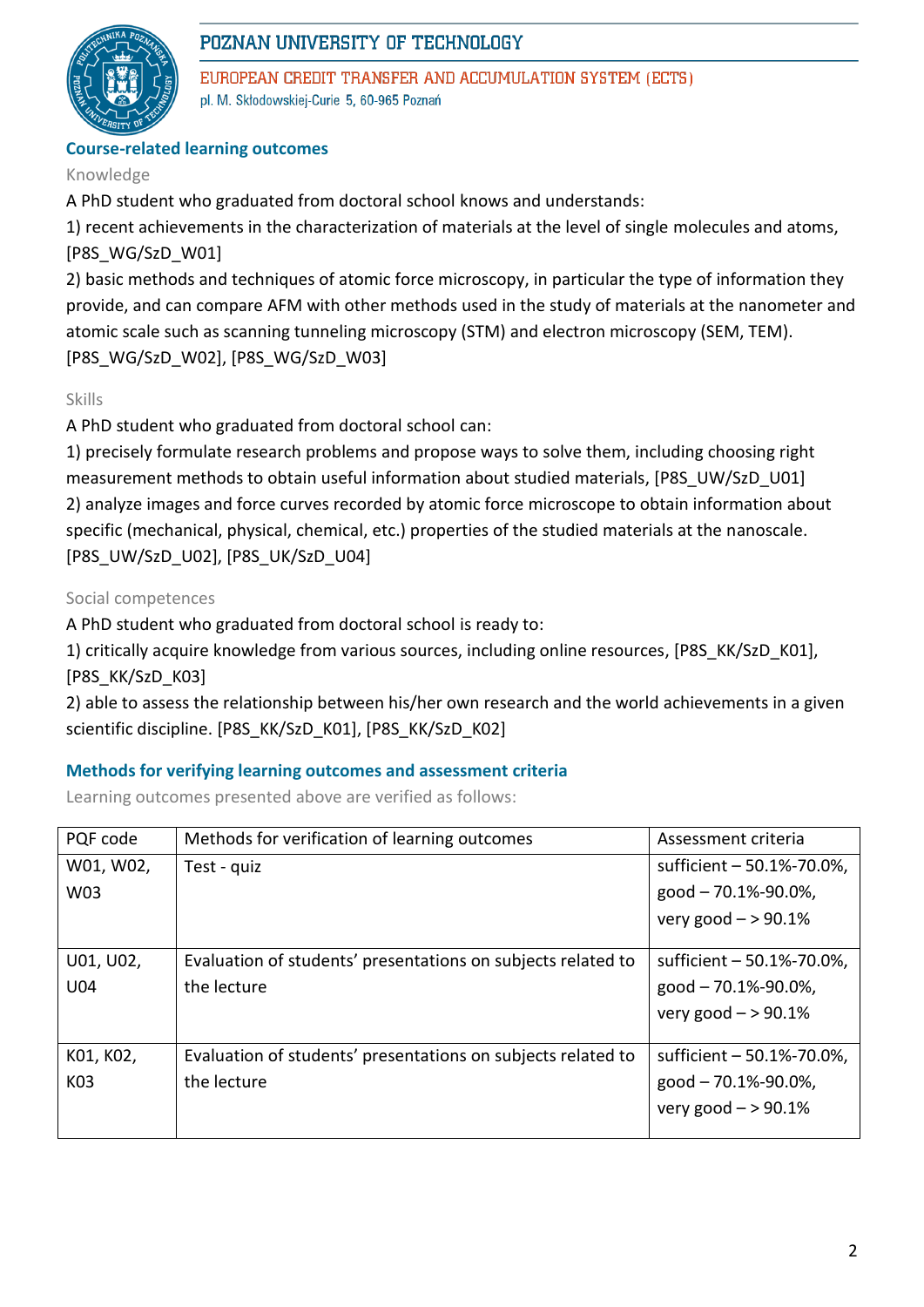## Course-related learning outcomes

Knowledge

A PhD student who graduated from doctoral school knows and understands:

1) recent achievements in the characterization of materials at the level of single molecules and atoms, [P8S_WG/SzD_W01]

2) basic methods and techniques of atomic force microscopy, in particular the type of information they provide, and can compare AFM with other methods used in the study of materials at the nanometer and atomic scale such as scanning tunneling microscopy (STM) and electron microscopy (SEM, TEM). [P8S_WG/SzD_W02], [P8S_WG/SzD_W03]

Skills

A PhD student who graduated from doctoral school can:

1) precisely formulate research problems and propose ways to solve them, including choosing right measurement methods to obtain useful information about studied materials, [P8S_UW/SzD_U01]

2) analyze images and force curves recorded by atomic force microscope to obtain information about specific (mechanical, physical, chemical, etc.) properties of the studied materials at the nanoscale. [P8S_UW/SzD_U02], [P8S_UK/SzD_U04]

Social competences

A PhD student who graduated from doctoral school is ready to:

1) critically acquire knowledge from various sources, including online resources, [P8S_KK/SzD_K01], [P8S_KK/SzD_K03]

2) able to assess the relationship between his/her own research and the world achievements in a given scientific discipline. [P8S_KK/SzD_K01], [P8S_KK/SzD_K02]

## Methods for verifying learning outcomes and assessment criteria

Learning outcomes presented above are verified as follows:

| PQF code | Methods for verification of learning outcomes | Assessment criteria |
|---|---|---|
| W01, W02, W03 | Test - quiz | sufficient – 50.1%-70.0%, good – 70.1%-90.0%, very good – > 90.1% |
| U01, U02, U04 | Evaluation of students' presentations on subjects related to the lecture | sufficient – 50.1%-70.0%, good – 70.1%-90.0%, very good – > 90.1% |
| K01, K02, K03 | Evaluation of students' presentations on subjects related to the lecture | sufficient – 50.1%-70.0%, good – 70.1%-90.0%, very good – > 90.1% |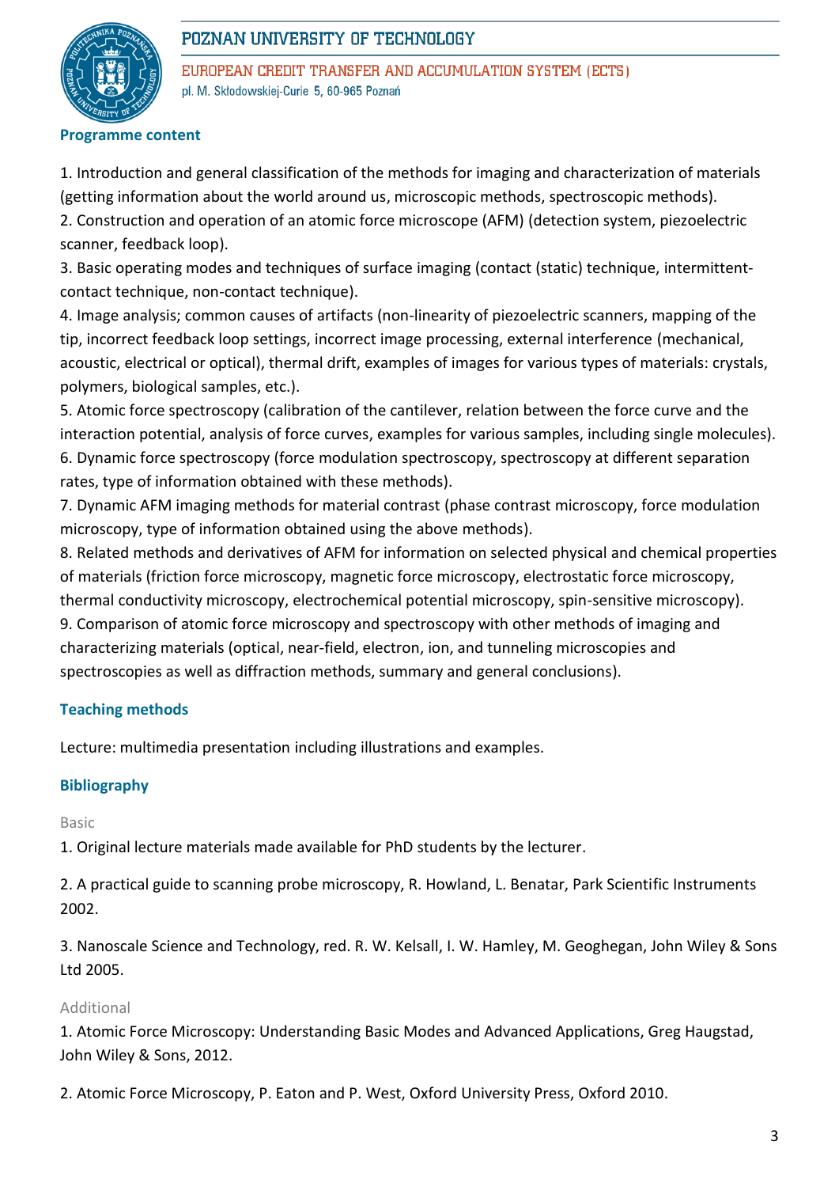### Programme content

1. Introduction and general classification of the methods for imaging and characterization of materials (getting information about the world around us, microscopic methods, spectroscopic methods).
2. Construction and operation of an atomic force microscope (AFM) (detection system, piezoelectric scanner, feedback loop).
3. Basic operating modes and techniques of surface imaging (contact (static) technique, intermittent-contact technique, non-contact technique).
4. Image analysis; common causes of artifacts (non-linearity of piezoelectric scanners, mapping of the tip, incorrect feedback loop settings, incorrect image processing, external interference (mechanical, acoustic, electrical or optical), thermal drift, examples of images for various types of materials: crystals, polymers, biological samples, etc.).
5. Atomic force spectroscopy (calibration of the cantilever, relation between the force curve and the interaction potential, analysis of force curves, examples for various samples, including single molecules).
6. Dynamic force spectroscopy (force modulation spectroscopy, spectroscopy at different separation rates, type of information obtained with these methods).
7. Dynamic AFM imaging methods for material contrast (phase contrast microscopy, force modulation microscopy, type of information obtained using the above methods).
8. Related methods and derivatives of AFM for information on selected physical and chemical properties of materials (friction force microscopy, magnetic force microscopy, electrostatic force microscopy, thermal conductivity microscopy, electrochemical potential microscopy, spin-sensitive microscopy).
9. Comparison of atomic force microscopy and spectroscopy with other methods of imaging and characterizing materials (optical, near-field, electron, ion, and tunneling microscopies and spectroscopies as well as diffraction methods, summary and general conclusions).

### Teaching methods

Lecture: multimedia presentation including illustrations and examples.

### Bibliography

Basic

1. Original lecture materials made available for PhD students by the lecturer.

2. A practical guide to scanning probe microscopy, R. Howland, L. Benatar, Park Scientific Instruments 2002.

3. Nanoscale Science and Technology, red. R. W. Kelsall, I. W. Hamley, M. Geoghegan, John Wiley & Sons Ltd 2005.

Additional

1. Atomic Force Microscopy: Understanding Basic Modes and Advanced Applications, Greg Haugstad, John Wiley & Sons, 2012.

2. Atomic Force Microscopy, P. Eaton and P. West, Oxford University Press, Oxford 2010.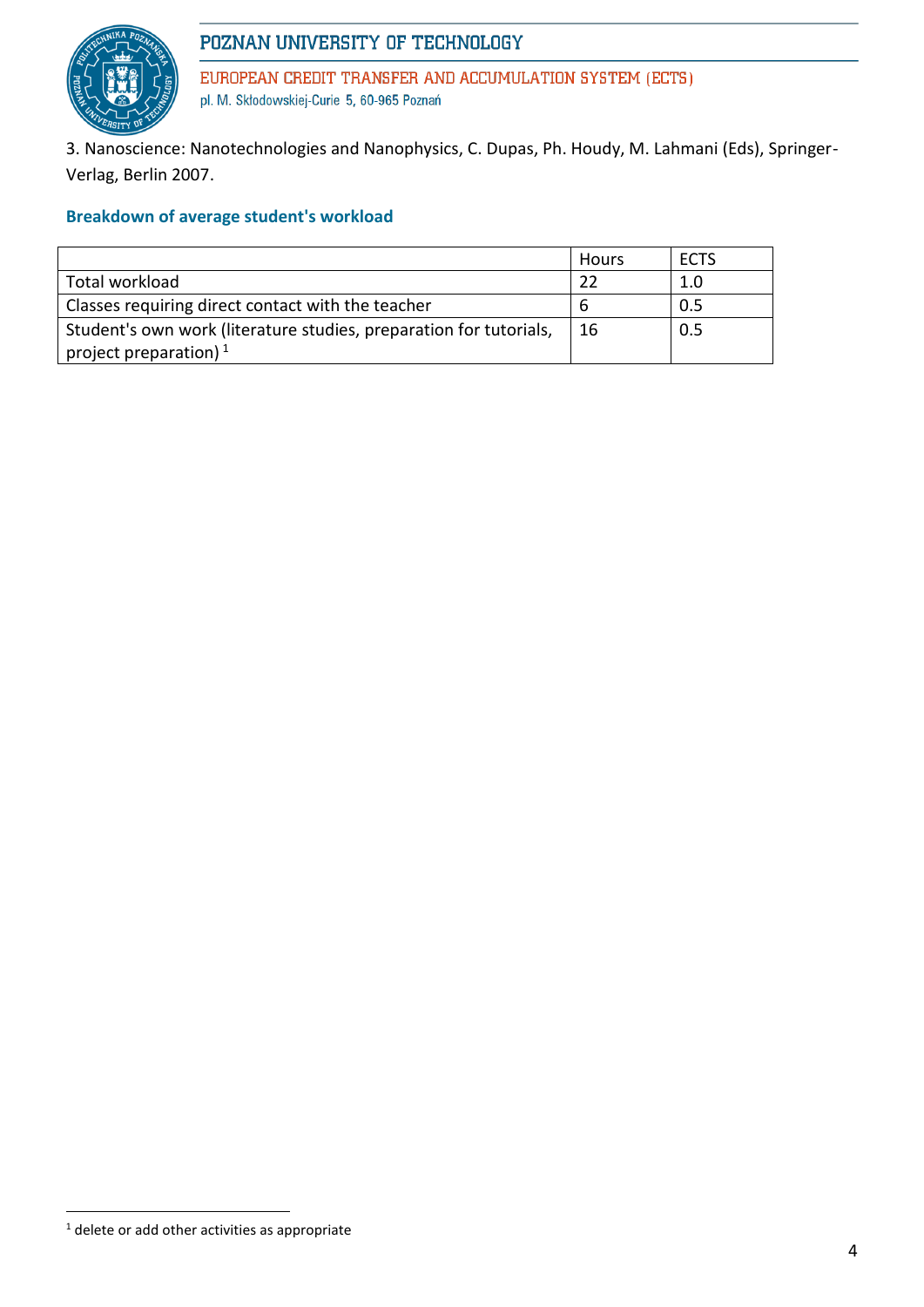3. Nanoscience: Nanotechnologies and Nanophysics, C. Dupas, Ph. Houdy, M. Lahmani (Eds), Springer-Verlag, Berlin 2007.

### Breakdown of average student's workload

| | Hours | ECTS |
|---|---|---|
| Total workload | 22 | 1.0 |
| Classes requiring direct contact with the teacher | 6 | 0.5 |
| Student's own work (literature studies, preparation for tutorials, project preparation) [1] | 16 | 0.5 |

[1] delete or add other activities as appropriate